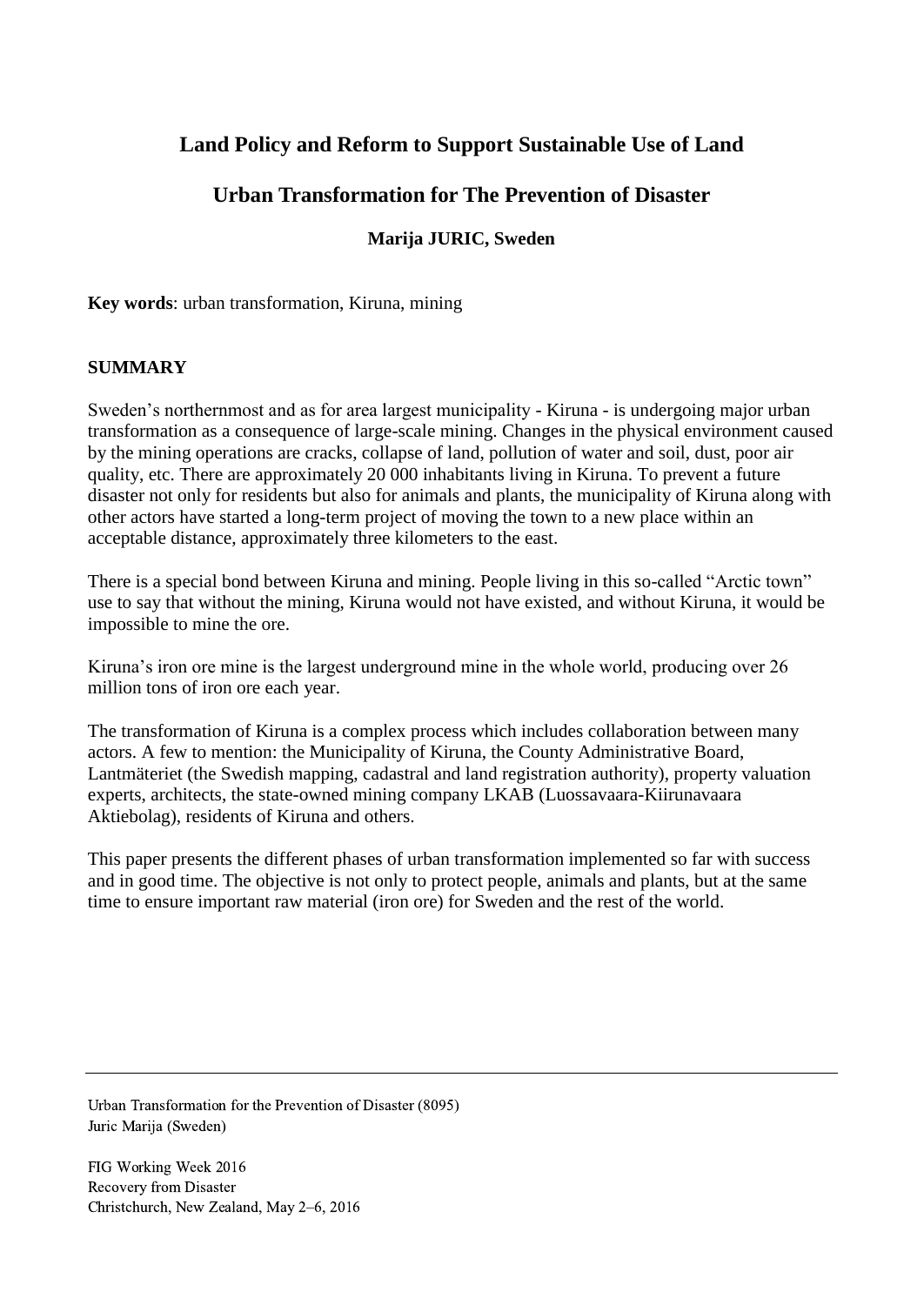# Land Policy and Reform to Support Sustainable Use of Land

## Urban Transformation for The Prevention of Disaster

**Marija JURIC, Sweden**

**Key words**: urban transformation, Kiruna, mining

### SUMMARY

Sweden's northernmost and as for area largest municipality - Kiruna - is undergoing major urban transformation as a consequence of large-scale mining. Changes in the physical environment caused by the mining operations are cracks, collapse of land, pollution of water and soil, dust, poor air quality, etc. There are approximately 20 000 inhabitants living in Kiruna. To prevent a future disaster not only for residents but also for animals and plants, the municipality of Kiruna along with other actors have started a long-term project of moving the town to a new place within an acceptable distance, approximately three kilometers to the east.

There is a special bond between Kiruna and mining. People living in this so-called "Arctic town" use to say that without the mining, Kiruna would not have existed, and without Kiruna, it would be impossible to mine the ore.

Kiruna's iron ore mine is the largest underground mine in the whole world, producing over 26 million tons of iron ore each year.

The transformation of Kiruna is a complex process which includes collaboration between many actors. A few to mention: the Municipality of Kiruna, the County Administrative Board, Lantmäteriet (the Swedish mapping, cadastral and land registration authority), property valuation experts, architects, the state-owned mining company LKAB (Luossavaara-Kiirunavaara Aktiebolag), residents of Kiruna and others.

This paper presents the different phases of urban transformation implemented so far with success and in good time. The objective is not only to protect people, animals and plants, but at the same time to ensure important raw material (iron ore) for Sweden and the rest of the world.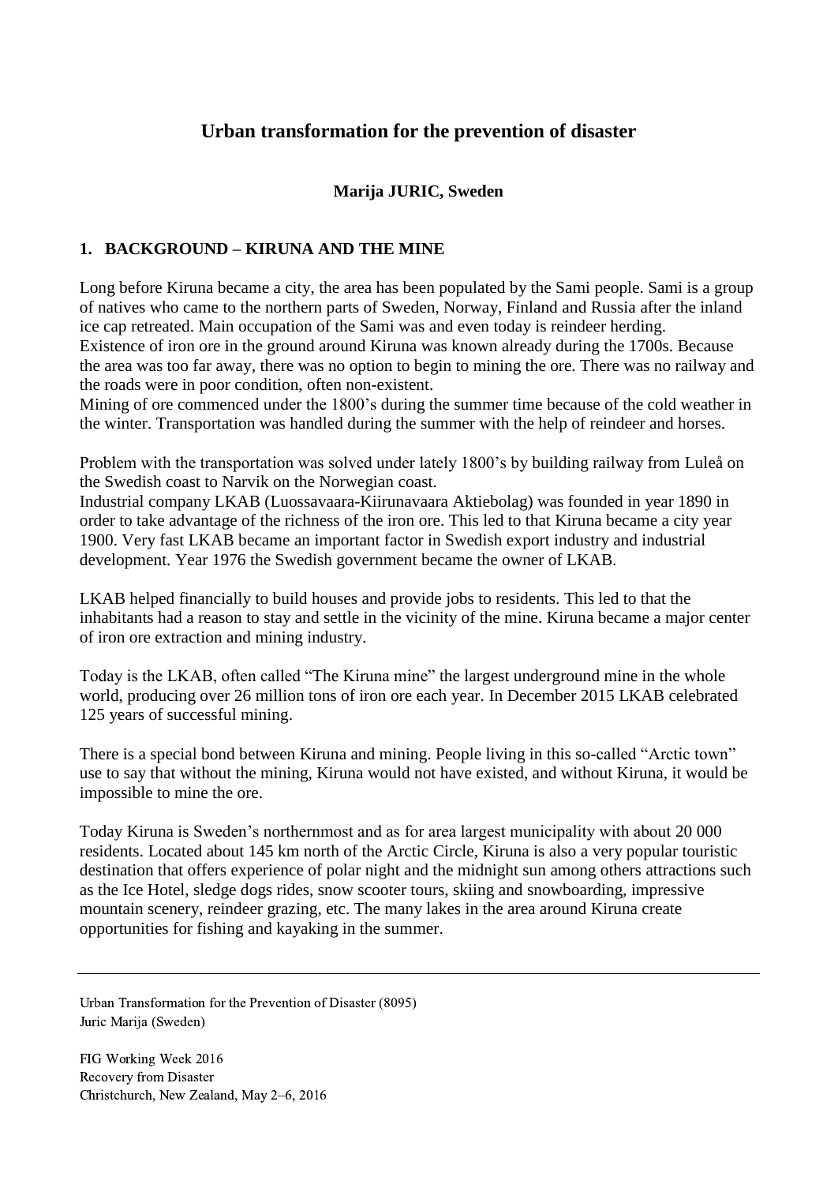# Urban transformation for the prevention of disaster

**Marija JURIC, Sweden**

## 1. BACKGROUND – KIRUNA AND THE MINE

Long before Kiruna became a city, the area has been populated by the Sami people. Sami is a group of natives who came to the northern parts of Sweden, Norway, Finland and Russia after the inland ice cap retreated. Main occupation of the Sami was and even today is reindeer herding.
Existence of iron ore in the ground around Kiruna was known already during the 1700s. Because the area was too far away, there was no option to begin to mining the ore. There was no railway and the roads were in poor condition, often non-existent.
Mining of ore commenced under the 1800's during the summer time because of the cold weather in the winter. Transportation was handled during the summer with the help of reindeer and horses.

Problem with the transportation was solved under lately 1800's by building railway from Luleå on the Swedish coast to Narvik on the Norwegian coast.
Industrial company LKAB (Luossavaara-Kiirunavaara Aktiebolag) was founded in year 1890 in order to take advantage of the richness of the iron ore. This led to that Kiruna became a city year 1900. Very fast LKAB became an important factor in Swedish export industry and industrial development. Year 1976 the Swedish government became the owner of LKAB.

LKAB helped financially to build houses and provide jobs to residents. This led to that the inhabitants had a reason to stay and settle in the vicinity of the mine. Kiruna became a major center of iron ore extraction and mining industry.

Today is the LKAB, often called "The Kiruna mine" the largest underground mine in the whole world, producing over 26 million tons of iron ore each year. In December 2015 LKAB celebrated 125 years of successful mining.

There is a special bond between Kiruna and mining. People living in this so-called "Arctic town" use to say that without the mining, Kiruna would not have existed, and without Kiruna, it would be impossible to mine the ore.

Today Kiruna is Sweden's northernmost and as for area largest municipality with about 20 000 residents. Located about 145 km north of the Arctic Circle, Kiruna is also a very popular touristic destination that offers experience of polar night and the midnight sun among others attractions such as the Ice Hotel, sledge dogs rides, snow scooter tours, skiing and snowboarding, impressive mountain scenery, reindeer grazing, etc. The many lakes in the area around Kiruna create opportunities for fishing and kayaking in the summer.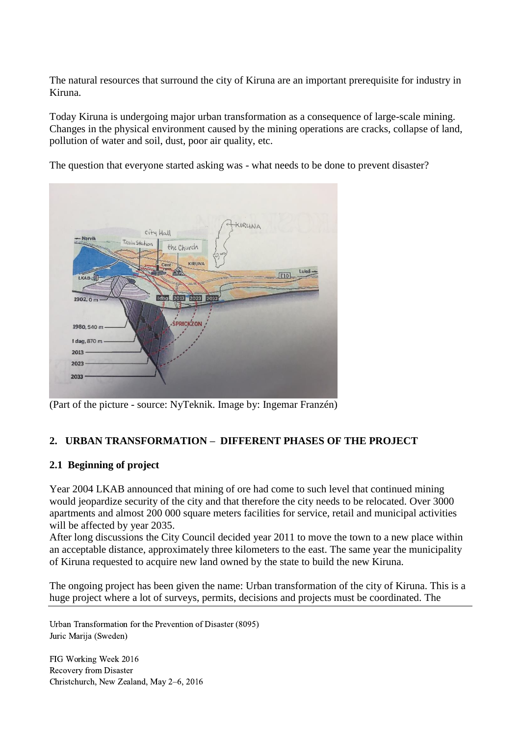The natural resources that surround the city of Kiruna are an important prerequisite for industry in Kiruna.

Today Kiruna is undergoing major urban transformation as a consequence of large-scale mining. Changes in the physical environment caused by the mining operations are cracks, collapse of land, pollution of water and soil, dust, poor air quality, etc.

The question that everyone started asking was - what needs to be done to prevent disaster?

(Part of the picture - source: NyTeknik. Image by: Ingemar Franzén)

## 2. URBAN TRANSFORMATION – DIFFERENT PHASES OF THE PROJECT

### 2.1 Beginning of project

Year 2004 LKAB announced that mining of ore had come to such level that continued mining would jeopardize security of the city and that therefore the city needs to be relocated. Over 3000 apartments and almost 200 000 square meters facilities for service, retail and municipal activities will be affected by year 2035.

After long discussions the City Council decided year 2011 to move the town to a new place within an acceptable distance, approximately three kilometers to the east. The same year the municipality of Kiruna requested to acquire new land owned by the state to build the new Kiruna.

The ongoing project has been given the name: Urban transformation of the city of Kiruna. This is a huge project where a lot of surveys, permits, decisions and projects must be coordinated. The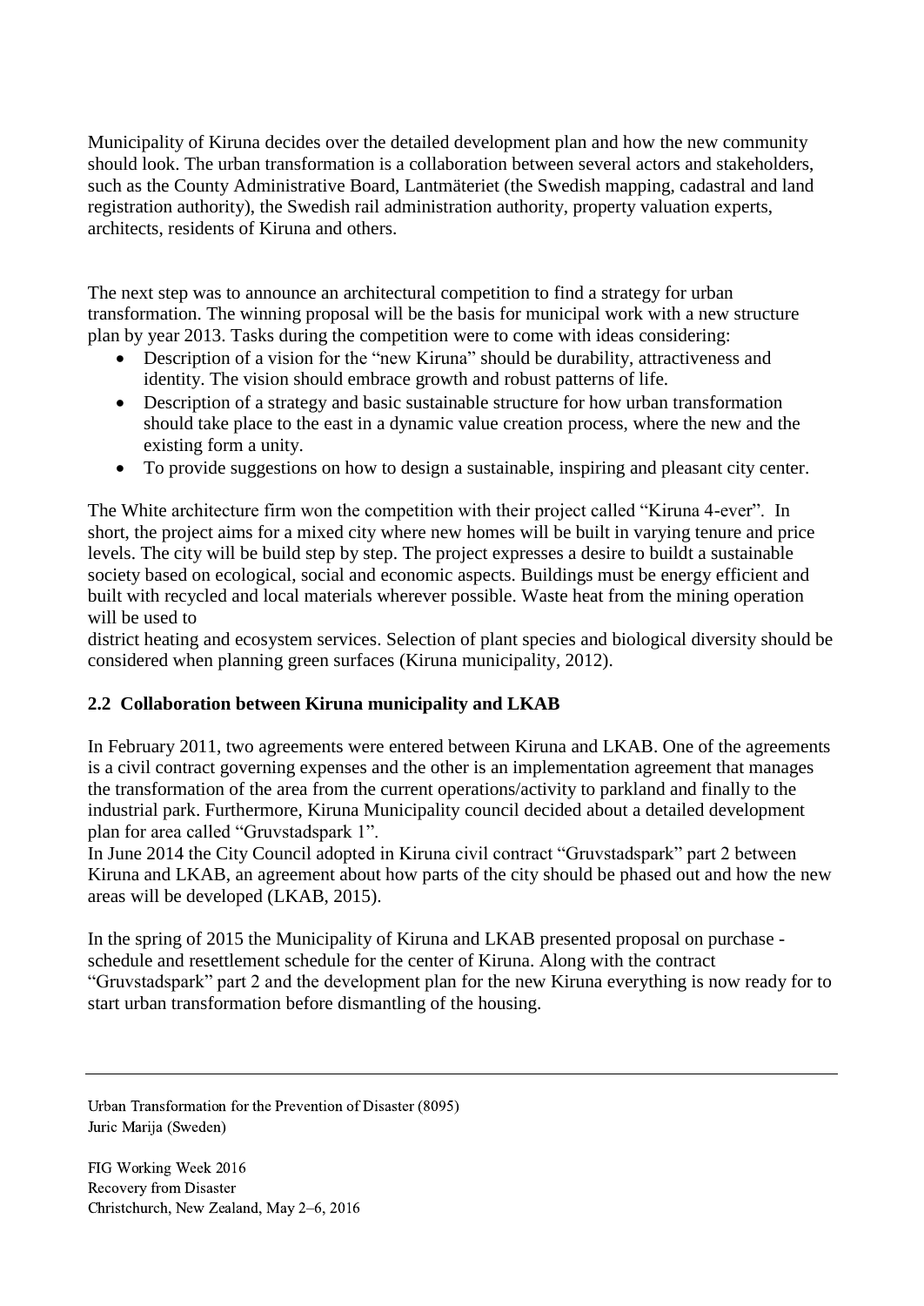Municipality of Kiruna decides over the detailed development plan and how the new community should look. The urban transformation is a collaboration between several actors and stakeholders, such as the County Administrative Board, Lantmäteriet (the Swedish mapping, cadastral and land registration authority), the Swedish rail administration authority, property valuation experts, architects, residents of Kiruna and others.

The next step was to announce an architectural competition to find a strategy for urban transformation. The winning proposal will be the basis for municipal work with a new structure plan by year 2013. Tasks during the competition were to come with ideas considering:

- Description of a vision for the "new Kiruna" should be durability, attractiveness and identity. The vision should embrace growth and robust patterns of life.
- Description of a strategy and basic sustainable structure for how urban transformation should take place to the east in a dynamic value creation process, where the new and the existing form a unity.
- To provide suggestions on how to design a sustainable, inspiring and pleasant city center.

The White architecture firm won the competition with their project called "Kiruna 4-ever". In short, the project aims for a mixed city where new homes will be built in varying tenure and price levels. The city will be build step by step. The project expresses a desire to buildt a sustainable society based on ecological, social and economic aspects. Buildings must be energy efficient and built with recycled and local materials wherever possible. Waste heat from the mining operation will be used to
district heating and ecosystem services. Selection of plant species and biological diversity should be considered when planning green surfaces (Kiruna municipality, 2012).

## 2.2 Collaboration between Kiruna municipality and LKAB

In February 2011, two agreements were entered between Kiruna and LKAB. One of the agreements is a civil contract governing expenses and the other is an implementation agreement that manages the transformation of the area from the current operations/activity to parkland and finally to the industrial park. Furthermore, Kiruna Municipality council decided about a detailed development plan for area called "Gruvstadspark 1".
In June 2014 the City Council adopted in Kiruna civil contract "Gruvstadspark" part 2 between Kiruna and LKAB, an agreement about how parts of the city should be phased out and how the new areas will be developed (LKAB, 2015).

In the spring of 2015 the Municipality of Kiruna and LKAB presented proposal on purchase - schedule and resettlement schedule for the center of Kiruna. Along with the contract "Gruvstadspark" part 2 and the development plan for the new Kiruna everything is now ready for to start urban transformation before dismantling of the housing.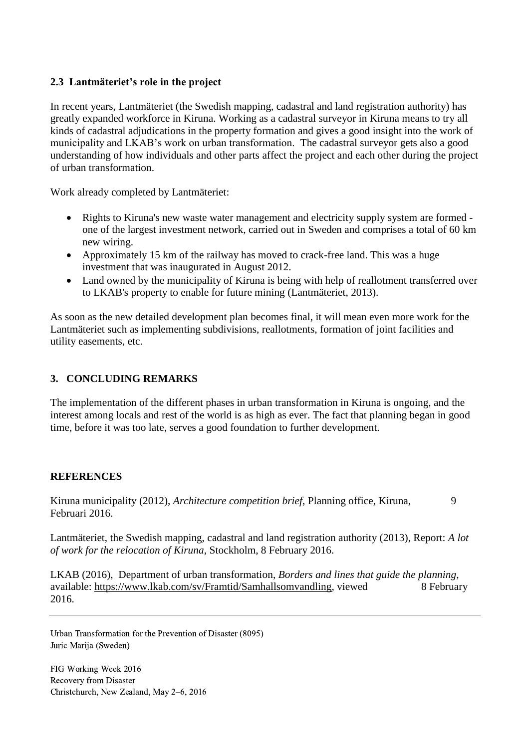### 2.3 Lantmäteriet's role in the project

In recent years, Lantmäteriet (the Swedish mapping, cadastral and land registration authority) has greatly expanded workforce in Kiruna. Working as a cadastral surveyor in Kiruna means to try all kinds of cadastral adjudications in the property formation and gives a good insight into the work of municipality and LKAB's work on urban transformation. The cadastral surveyor gets also a good understanding of how individuals and other parts affect the project and each other during the project of urban transformation.

Work already completed by Lantmäteriet:

- Rights to Kiruna's new waste water management and electricity supply system are formed - one of the largest investment network, carried out in Sweden and comprises a total of 60 km new wiring.
- Approximately 15 km of the railway has moved to crack-free land. This was a huge investment that was inaugurated in August 2012.
- Land owned by the municipality of Kiruna is being with help of reallotment transferred over to LKAB's property to enable for future mining (Lantmäteriet, 2013).

As soon as the new detailed development plan becomes final, it will mean even more work for the Lantmäteriet such as implementing subdivisions, reallotments, formation of joint facilities and utility easements, etc.

## 3. CONCLUDING REMARKS

The implementation of the different phases in urban transformation in Kiruna is ongoing, and the interest among locals and rest of the world is as high as ever. The fact that planning began in good time, before it was too late, serves a good foundation to further development.

## REFERENCES

Kiruna municipality (2012), *Architecture competition brief*, Planning office, Kiruna, 9 Februari 2016.

Lantmäteriet, the Swedish mapping, cadastral and land registration authority (2013), Report: *A lot of work for the relocation of Kiruna*, Stockholm, 8 February 2016.

LKAB (2016), Department of urban transformation, *Borders and lines that guide the planning*, available: https://www.lkab.com/sv/Framtid/Samhallsomvandling, viewed 8 February 2016.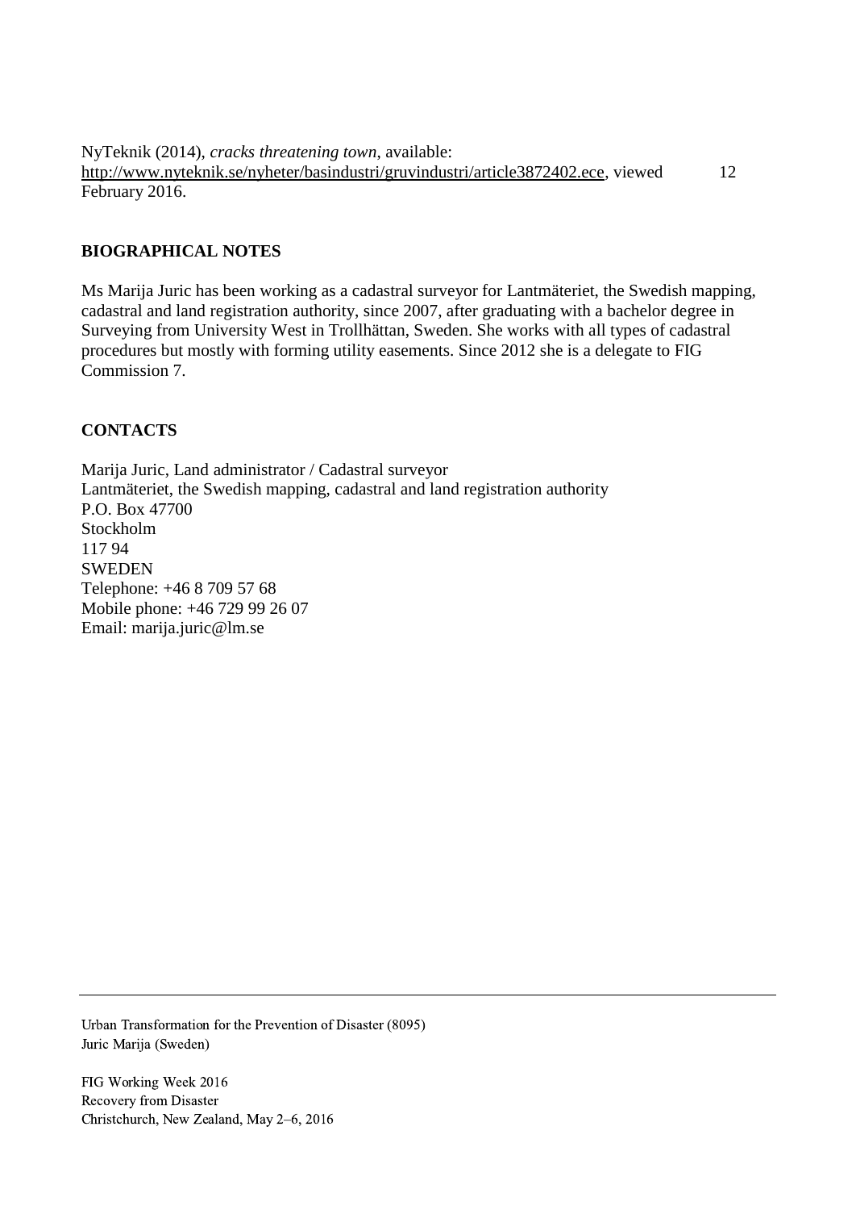NyTeknik (2014), *cracks threatening town*, available: http://www.nyteknik.se/nyheter/basindustri/gruvindustri/article3872402.ece, viewed 12 February 2016.

## BIOGRAPHICAL NOTES

Ms Marija Juric has been working as a cadastral surveyor for Lantmäteriet, the Swedish mapping, cadastral and land registration authority, since 2007, after graduating with a bachelor degree in Surveying from University West in Trollhättan, Sweden. She works with all types of cadastral procedures but mostly with forming utility easements. Since 2012 she is a delegate to FIG Commission 7.

## CONTACTS

Marija Juric, Land administrator / Cadastral surveyor
Lantmäteriet, the Swedish mapping, cadastral and land registration authority
P.O. Box 47700
Stockholm
117 94
SWEDEN
Telephone: +46 8 709 57 68
Mobile phone: +46 729 99 26 07
Email: marija.juric@lm.se